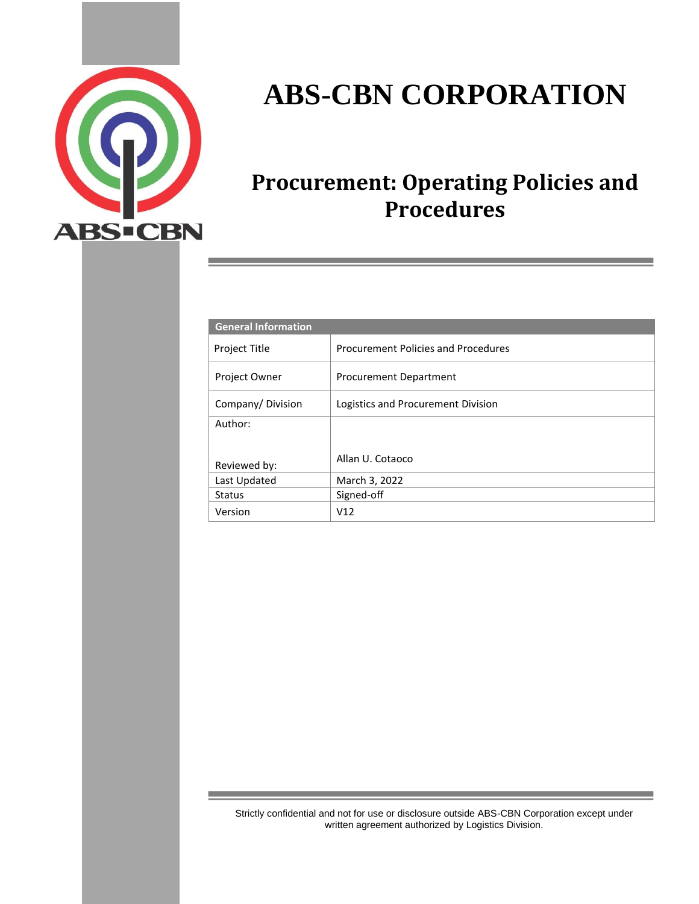# ABS-CBN CORPORATION

## Procurement: Operating Policies and Procedures

| General Information | |
|---|---|
| Project Title | Procurement Policies and Procedures |
| Project Owner | Procurement Department |
| Company/ Division | Logistics and Procurement Division |
| Author: | |
| Reviewed by: | Allan U. Cotaoco |
| Last Updated | March 3, 2022 |
| Status | Signed-off |
| Version | V12 |

Strictly confidential and not for use or disclosure outside ABS-CBN Corporation except under written agreement authorized by Logistics Division.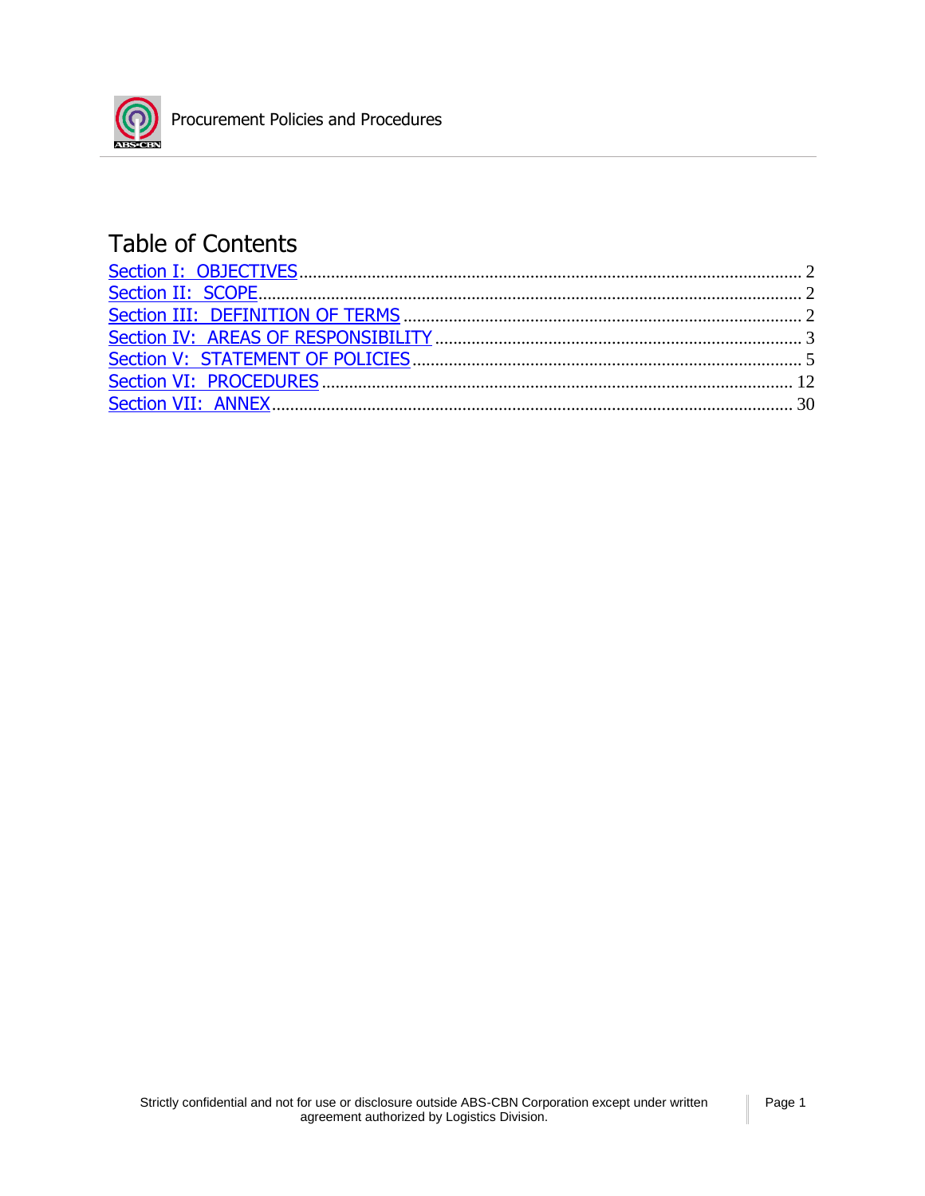# Table of Contents

Section I: OBJECTIVES ............................................................ 2
Section II: SCOPE ............................................................ 2
Section III: DEFINITION OF TERMS ............................................................ 2
Section IV: AREAS OF RESPONSIBILITY ............................................................ 3
Section V: STATEMENT OF POLICIES ............................................................ 5
Section VI: PROCEDURES ............................................................ 12
Section VII: ANNEX ............................................................ 30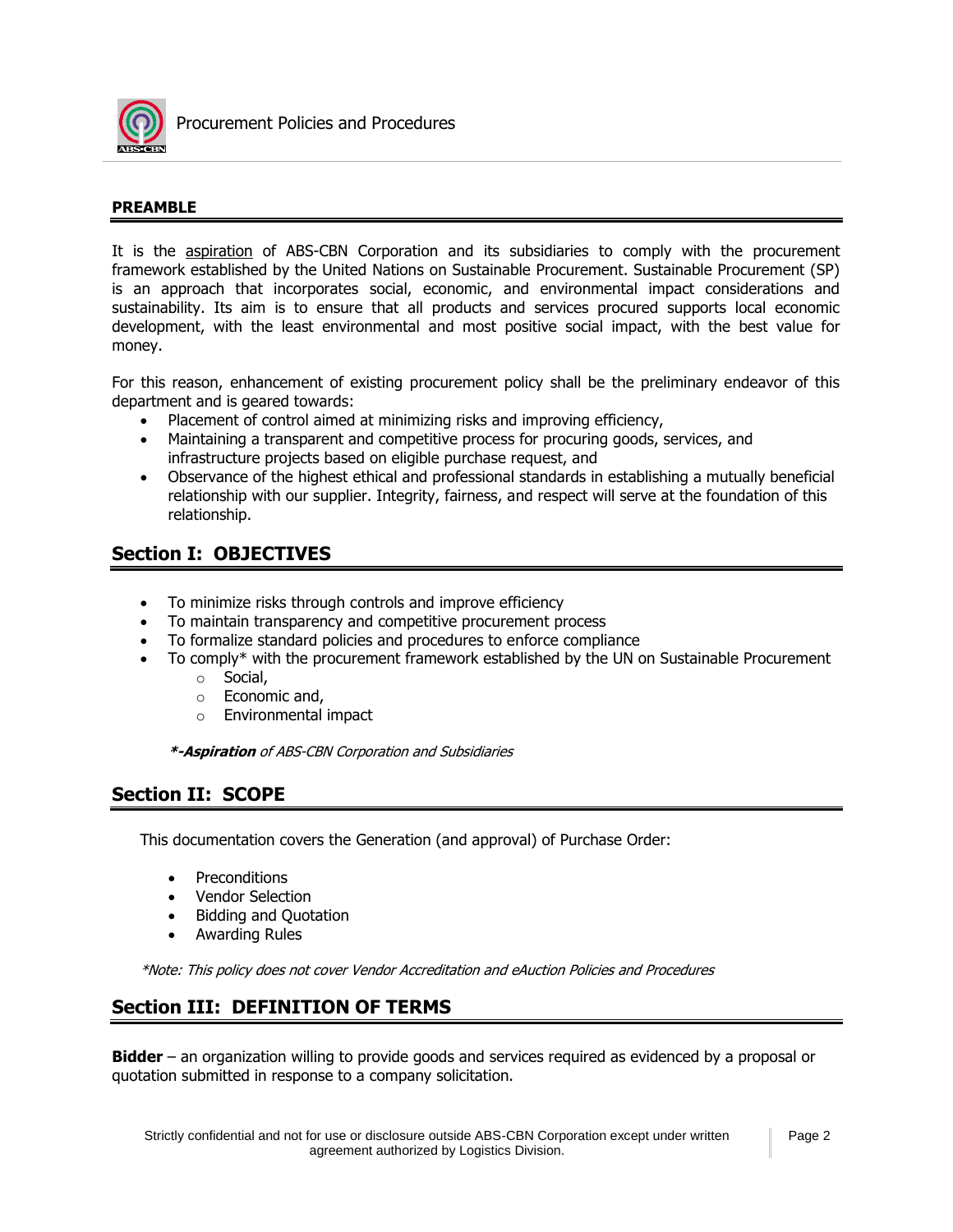## PREAMBLE

It is the aspiration of ABS-CBN Corporation and its subsidiaries to comply with the procurement framework established by the United Nations on Sustainable Procurement. Sustainable Procurement (SP) is an approach that incorporates social, economic, and environmental impact considerations and sustainability. Its aim is to ensure that all products and services procured supports local economic development, with the least environmental and most positive social impact, with the best value for money.

For this reason, enhancement of existing procurement policy shall be the preliminary endeavor of this department and is geared towards:

- Placement of control aimed at minimizing risks and improving efficiency,
- Maintaining a transparent and competitive process for procuring goods, services, and infrastructure projects based on eligible purchase request, and
- Observance of the highest ethical and professional standards in establishing a mutually beneficial relationship with our supplier. Integrity, fairness, and respect will serve at the foundation of this relationship.

## Section I: OBJECTIVES

- To minimize risks through controls and improve efficiency
- To maintain transparency and competitive procurement process
- To formalize standard policies and procedures to enforce compliance
- To comply* with the procurement framework established by the UN on Sustainable Procurement
  - Social,
  - Economic and,
  - Environmental impact

***-Aspiration** of ABS-CBN Corporation and Subsidiaries*

## Section II: SCOPE

This documentation covers the Generation (and approval) of Purchase Order:

- Preconditions
- Vendor Selection
- Bidding and Quotation
- Awarding Rules

*\*Note: This policy does not cover Vendor Accreditation and eAuction Policies and Procedures*

## Section III: DEFINITION OF TERMS

**Bidder** – an organization willing to provide goods and services required as evidenced by a proposal or quotation submitted in response to a company solicitation.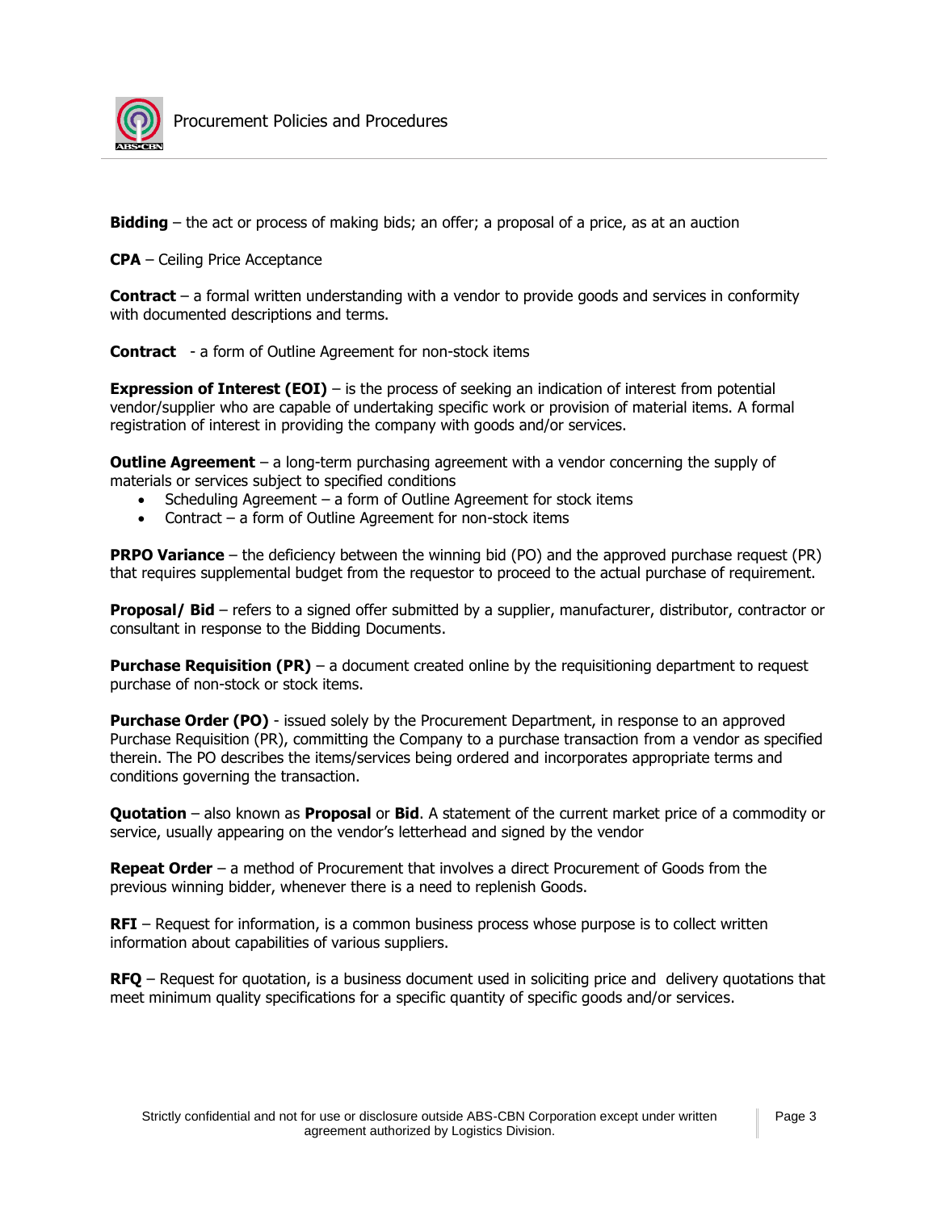**Bidding** – the act or process of making bids; an offer; a proposal of a price, as at an auction

**CPA** – Ceiling Price Acceptance

**Contract** – a formal written understanding with a vendor to provide goods and services in conformity with documented descriptions and terms.

**Contract** - a form of Outline Agreement for non-stock items

**Expression of Interest (EOI)** – is the process of seeking an indication of interest from potential vendor/supplier who are capable of undertaking specific work or provision of material items. A formal registration of interest in providing the company with goods and/or services.

**Outline Agreement** – a long-term purchasing agreement with a vendor concerning the supply of materials or services subject to specified conditions

- Scheduling Agreement – a form of Outline Agreement for stock items
- Contract – a form of Outline Agreement for non-stock items

**PRPO Variance** – the deficiency between the winning bid (PO) and the approved purchase request (PR) that requires supplemental budget from the requestor to proceed to the actual purchase of requirement.

**Proposal/ Bid** – refers to a signed offer submitted by a supplier, manufacturer, distributor, contractor or consultant in response to the Bidding Documents.

**Purchase Requisition (PR)** – a document created online by the requisitioning department to request purchase of non-stock or stock items.

**Purchase Order (PO)** - issued solely by the Procurement Department, in response to an approved Purchase Requisition (PR), committing the Company to a purchase transaction from a vendor as specified therein. The PO describes the items/services being ordered and incorporates appropriate terms and conditions governing the transaction.

**Quotation** – also known as **Proposal** or **Bid**. A statement of the current market price of a commodity or service, usually appearing on the vendor's letterhead and signed by the vendor

**Repeat Order** – a method of Procurement that involves a direct Procurement of Goods from the previous winning bidder, whenever there is a need to replenish Goods.

**RFI** – Request for information, is a common business process whose purpose is to collect written information about capabilities of various suppliers.

**RFQ** – Request for quotation, is a business document used in soliciting price and delivery quotations that meet minimum quality specifications for a specific quantity of specific goods and/or services.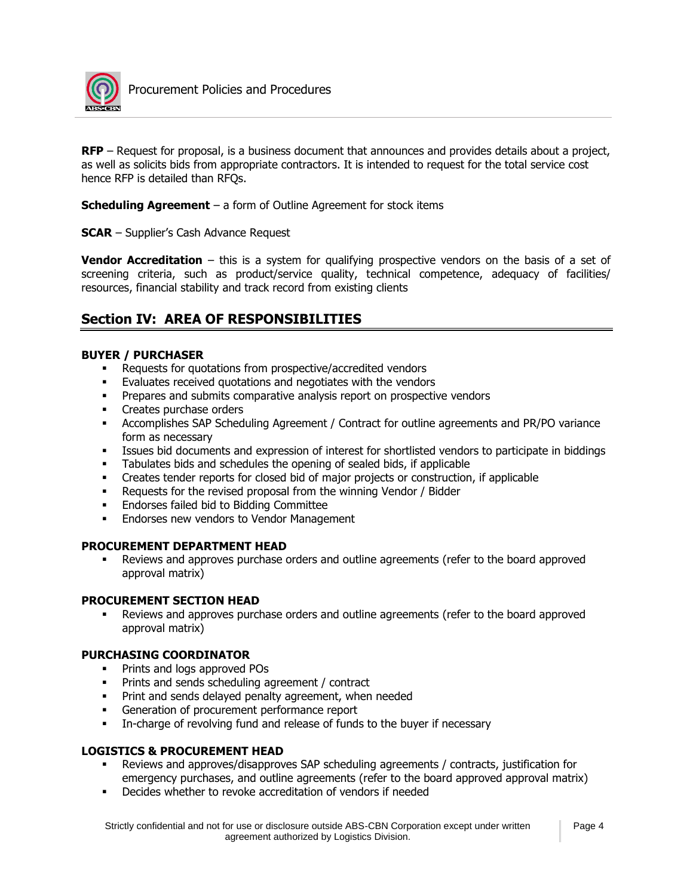**RFP** – Request for proposal, is a business document that announces and provides details about a project, as well as solicits bids from appropriate contractors. It is intended to request for the total service cost hence RFP is detailed than RFQs.

**Scheduling Agreement** – a form of Outline Agreement for stock items

**SCAR** – Supplier's Cash Advance Request

**Vendor Accreditation** – this is a system for qualifying prospective vendors on the basis of a set of screening criteria, such as product/service quality, technical competence, adequacy of facilities/ resources, financial stability and track record from existing clients

## Section IV: AREA OF RESPONSIBILITIES

**BUYER / PURCHASER**

- Requests for quotations from prospective/accredited vendors
- Evaluates received quotations and negotiates with the vendors
- Prepares and submits comparative analysis report on prospective vendors
- Creates purchase orders
- Accomplishes SAP Scheduling Agreement / Contract for outline agreements and PR/PO variance form as necessary
- Issues bid documents and expression of interest for shortlisted vendors to participate in biddings
- Tabulates bids and schedules the opening of sealed bids, if applicable
- Creates tender reports for closed bid of major projects or construction, if applicable
- Requests for the revised proposal from the winning Vendor / Bidder
- Endorses failed bid to Bidding Committee
- Endorses new vendors to Vendor Management

**PROCUREMENT DEPARTMENT HEAD**

- Reviews and approves purchase orders and outline agreements (refer to the board approved approval matrix)

**PROCUREMENT SECTION HEAD**

- Reviews and approves purchase orders and outline agreements (refer to the board approved approval matrix)

**PURCHASING COORDINATOR**

- Prints and logs approved POs
- Prints and sends scheduling agreement / contract
- Print and sends delayed penalty agreement, when needed
- Generation of procurement performance report
- In-charge of revolving fund and release of funds to the buyer if necessary

**LOGISTICS & PROCUREMENT HEAD**

- Reviews and approves/disapproves SAP scheduling agreements / contracts, justification for emergency purchases, and outline agreements (refer to the board approved approval matrix)
- Decides whether to revoke accreditation of vendors if needed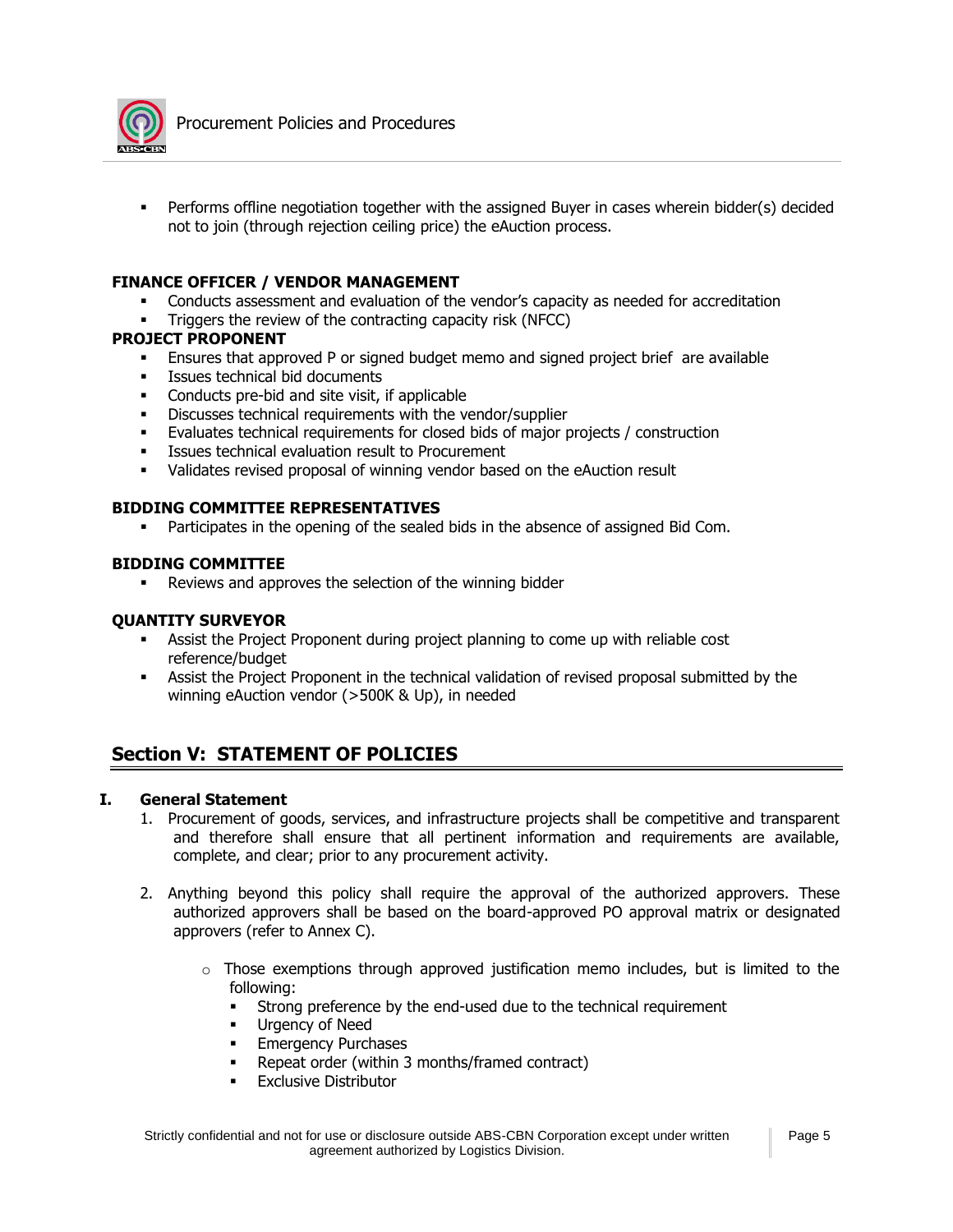- Performs offline negotiation together with the assigned Buyer in cases wherein bidder(s) decided not to join (through rejection ceiling price) the eAuction process.

**FINANCE OFFICER / VENDOR MANAGEMENT**

- Conducts assessment and evaluation of the vendor's capacity as needed for accreditation
- Triggers the review of the contracting capacity risk (NFCC)

**PROJECT PROPONENT**

- Ensures that approved P or signed budget memo and signed project brief are available
- Issues technical bid documents
- Conducts pre-bid and site visit, if applicable
- Discusses technical requirements with the vendor/supplier
- Evaluates technical requirements for closed bids of major projects / construction
- Issues technical evaluation result to Procurement
- Validates revised proposal of winning vendor based on the eAuction result

**BIDDING COMMITTEE REPRESENTATIVES**

- Participates in the opening of the sealed bids in the absence of assigned Bid Com.

**BIDDING COMMITTEE**

- Reviews and approves the selection of the winning bidder

**QUANTITY SURVEYOR**

- Assist the Project Proponent during project planning to come up with reliable cost reference/budget
- Assist the Project Proponent in the technical validation of revised proposal submitted by the winning eAuction vendor (>500K & Up), in needed

## Section V: STATEMENT OF POLICIES

### I. General Statement

1. Procurement of goods, services, and infrastructure projects shall be competitive and transparent and therefore shall ensure that all pertinent information and requirements are available, complete, and clear; prior to any procurement activity.

2. Anything beyond this policy shall require the approval of the authorized approvers. These authorized approvers shall be based on the board-approved PO approval matrix or designated approvers (refer to Annex C).

   - Those exemptions through approved justification memo includes, but is limited to the following:
     - Strong preference by the end-used due to the technical requirement
     - Urgency of Need
     - Emergency Purchases
     - Repeat order (within 3 months/framed contract)
     - Exclusive Distributor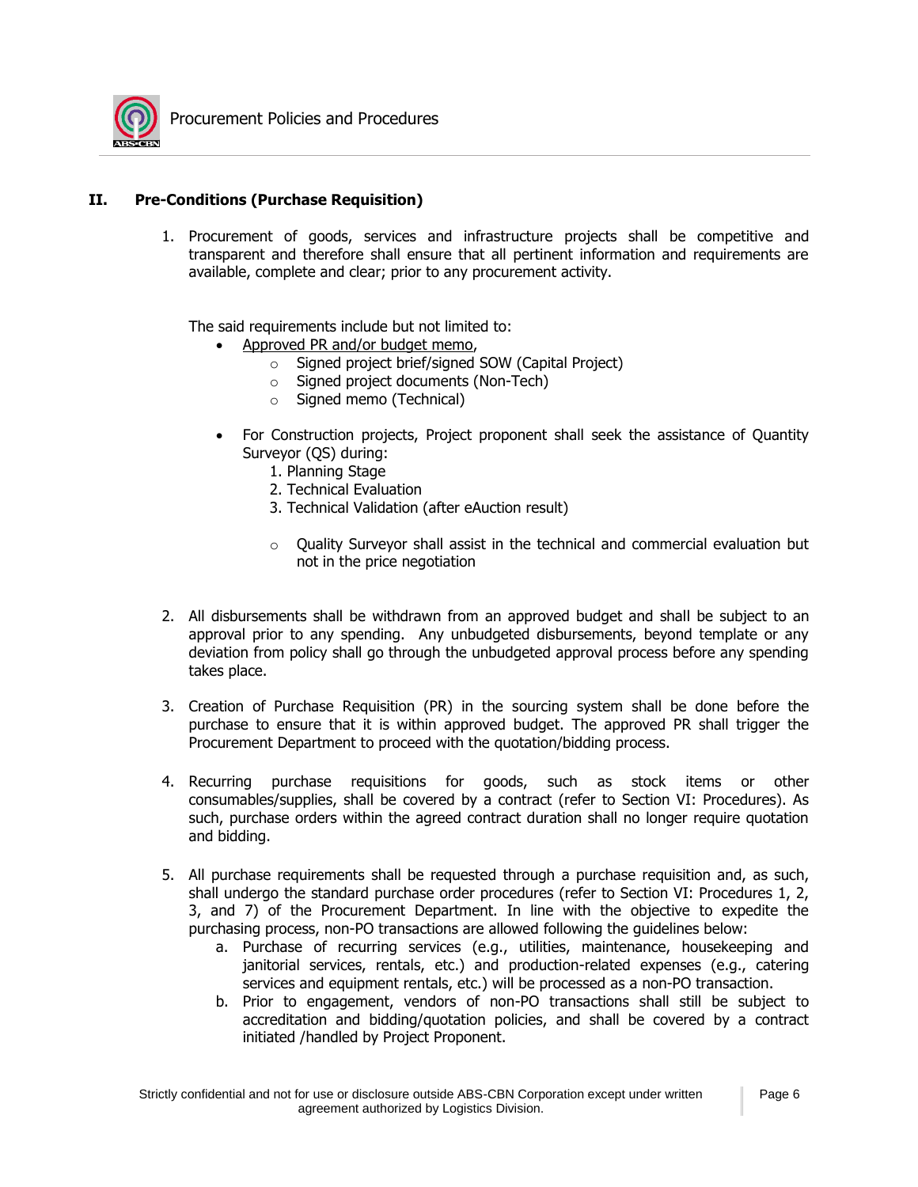## II. Pre-Conditions (Purchase Requisition)

1. Procurement of goods, services and infrastructure projects shall be competitive and transparent and therefore shall ensure that all pertinent information and requirements are available, complete and clear; prior to any procurement activity.

   The said requirements include but not limited to:

   - Approved PR and/or budget memo,
     - Signed project brief/signed SOW (Capital Project)
     - Signed project documents (Non-Tech)
     - Signed memo (Technical)
   - For Construction projects, Project proponent shall seek the assistance of Quantity Surveyor (QS) during:
     1. Planning Stage
     2. Technical Evaluation
     3. Technical Validation (after eAuction result)

     - Quality Surveyor shall assist in the technical and commercial evaluation but not in the price negotiation

2. All disbursements shall be withdrawn from an approved budget and shall be subject to an approval prior to any spending. Any unbudgeted disbursements, beyond template or any deviation from policy shall go through the unbudgeted approval process before any spending takes place.

3. Creation of Purchase Requisition (PR) in the sourcing system shall be done before the purchase to ensure that it is within approved budget. The approved PR shall trigger the Procurement Department to proceed with the quotation/bidding process.

4. Recurring purchase requisitions for goods, such as stock items or other consumables/supplies, shall be covered by a contract (refer to Section VI: Procedures). As such, purchase orders within the agreed contract duration shall no longer require quotation and bidding.

5. All purchase requirements shall be requested through a purchase requisition and, as such, shall undergo the standard purchase order procedures (refer to Section VI: Procedures 1, 2, 3, and 7) of the Procurement Department. In line with the objective to expedite the purchasing process, non-PO transactions are allowed following the guidelines below:
   a. Purchase of recurring services (e.g., utilities, maintenance, housekeeping and janitorial services, rentals, etc.) and production-related expenses (e.g., catering services and equipment rentals, etc.) will be processed as a non-PO transaction.
   b. Prior to engagement, vendors of non-PO transactions shall still be subject to accreditation and bidding/quotation policies, and shall be covered by a contract initiated /handled by Project Proponent.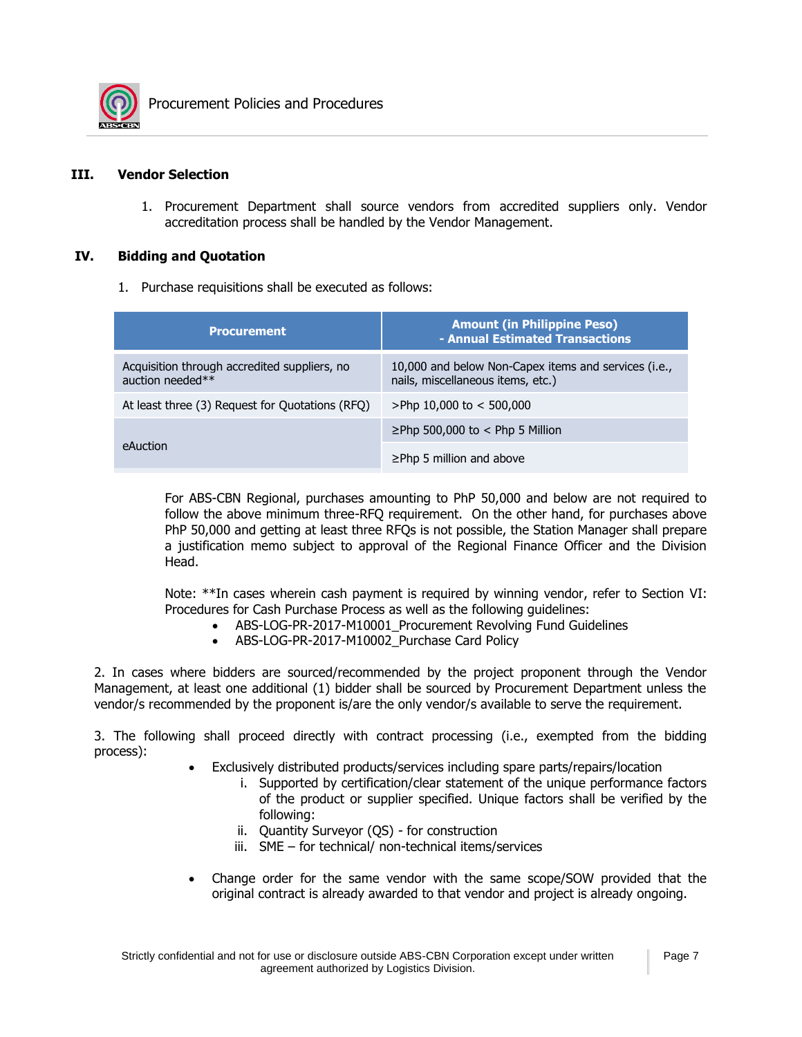## III. Vendor Selection

1. Procurement Department shall source vendors from accredited suppliers only. Vendor accreditation process shall be handled by the Vendor Management.

## IV. Bidding and Quotation

1. Purchase requisitions shall be executed as follows:

| Procurement | Amount (in Philippine Peso) - Annual Estimated Transactions |
|---|---|
| Acquisition through accredited suppliers, no auction needed** | 10,000 and below Non-Capex items and services (i.e., nails, miscellaneous items, etc.) |
| At least three (3) Request for Quotations (RFQ) | >Php 10,000 to < 500,000 |
| eAuction | ≥Php 500,000 to < Php 5 Million |
| | ≥Php 5 million and above |

For ABS-CBN Regional, purchases amounting to PhP 50,000 and below are not required to follow the above minimum three-RFQ requirement. On the other hand, for purchases above PhP 50,000 and getting at least three RFQs is not possible, the Station Manager shall prepare a justification memo subject to approval of the Regional Finance Officer and the Division Head.

Note: **In cases wherein cash payment is required by winning vendor, refer to Section VI: Procedures for Cash Purchase Process as well as the following guidelines:

- ABS-LOG-PR-2017-M10001_Procurement Revolving Fund Guidelines
- ABS-LOG-PR-2017-M10002_Purchase Card Policy

2. In cases where bidders are sourced/recommended by the project proponent through the Vendor Management, at least one additional (1) bidder shall be sourced by Procurement Department unless the vendor/s recommended by the proponent is/are the only vendor/s available to serve the requirement.

3. The following shall proceed directly with contract processing (i.e., exempted from the bidding process):

- Exclusively distributed products/services including spare parts/repairs/location
  i. Supported by certification/clear statement of the unique performance factors of the product or supplier specified. Unique factors shall be verified by the following:
  ii. Quantity Surveyor (QS) - for construction
  iii. SME – for technical/ non-technical items/services

- Change order for the same vendor with the same scope/SOW provided that the original contract is already awarded to that vendor and project is already ongoing.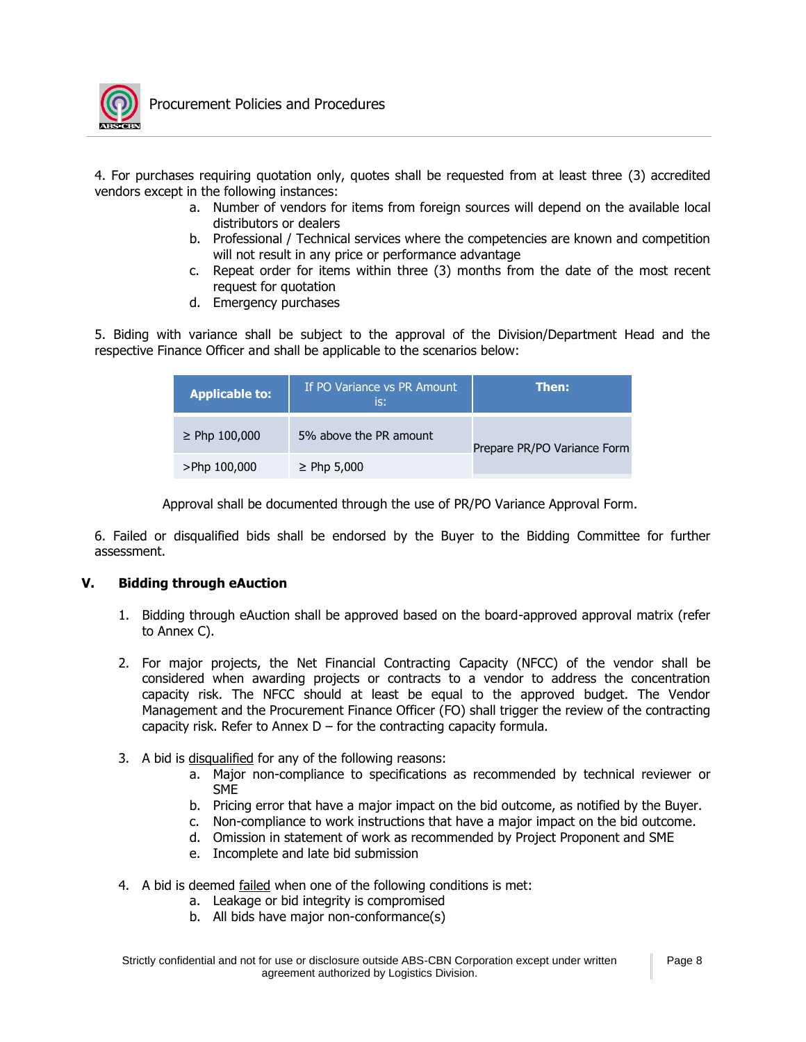4. For purchases requiring quotation only, quotes shall be requested from at least three (3) accredited vendors except in the following instances:

   a. Number of vendors for items from foreign sources will depend on the available local distributors or dealers
   b. Professional / Technical services where the competencies are known and competition will not result in any price or performance advantage
   c. Repeat order for items within three (3) months from the date of the most recent request for quotation
   d. Emergency purchases

5. Biding with variance shall be subject to the approval of the Division/Department Head and the respective Finance Officer and shall be applicable to the scenarios below:

| Applicable to: | If PO Variance vs PR Amount is: | Then: |
|---|---|---|
| ≥ Php 100,000 | 5% above the PR amount | Prepare PR/PO Variance Form |
| >Php 100,000 | ≥ Php 5,000 | |

Approval shall be documented through the use of PR/PO Variance Approval Form.

6. Failed or disqualified bids shall be endorsed by the Buyer to the Bidding Committee for further assessment.

## V. Bidding through eAuction

1. Bidding through eAuction shall be approved based on the board-approved approval matrix (refer to Annex C).

2. For major projects, the Net Financial Contracting Capacity (NFCC) of the vendor shall be considered when awarding projects or contracts to a vendor to address the concentration capacity risk. The NFCC should at least be equal to the approved budget. The Vendor Management and the Procurement Finance Officer (FO) shall trigger the review of the contracting capacity risk. Refer to Annex D – for the contracting capacity formula.

3. A bid is disqualified for any of the following reasons:
   a. Major non-compliance to specifications as recommended by technical reviewer or SME
   b. Pricing error that have a major impact on the bid outcome, as notified by the Buyer.
   c. Non-compliance to work instructions that have a major impact on the bid outcome.
   d. Omission in statement of work as recommended by Project Proponent and SME
   e. Incomplete and late bid submission

4. A bid is deemed failed when one of the following conditions is met:
   a. Leakage or bid integrity is compromised
   b. All bids have major non-conformance(s)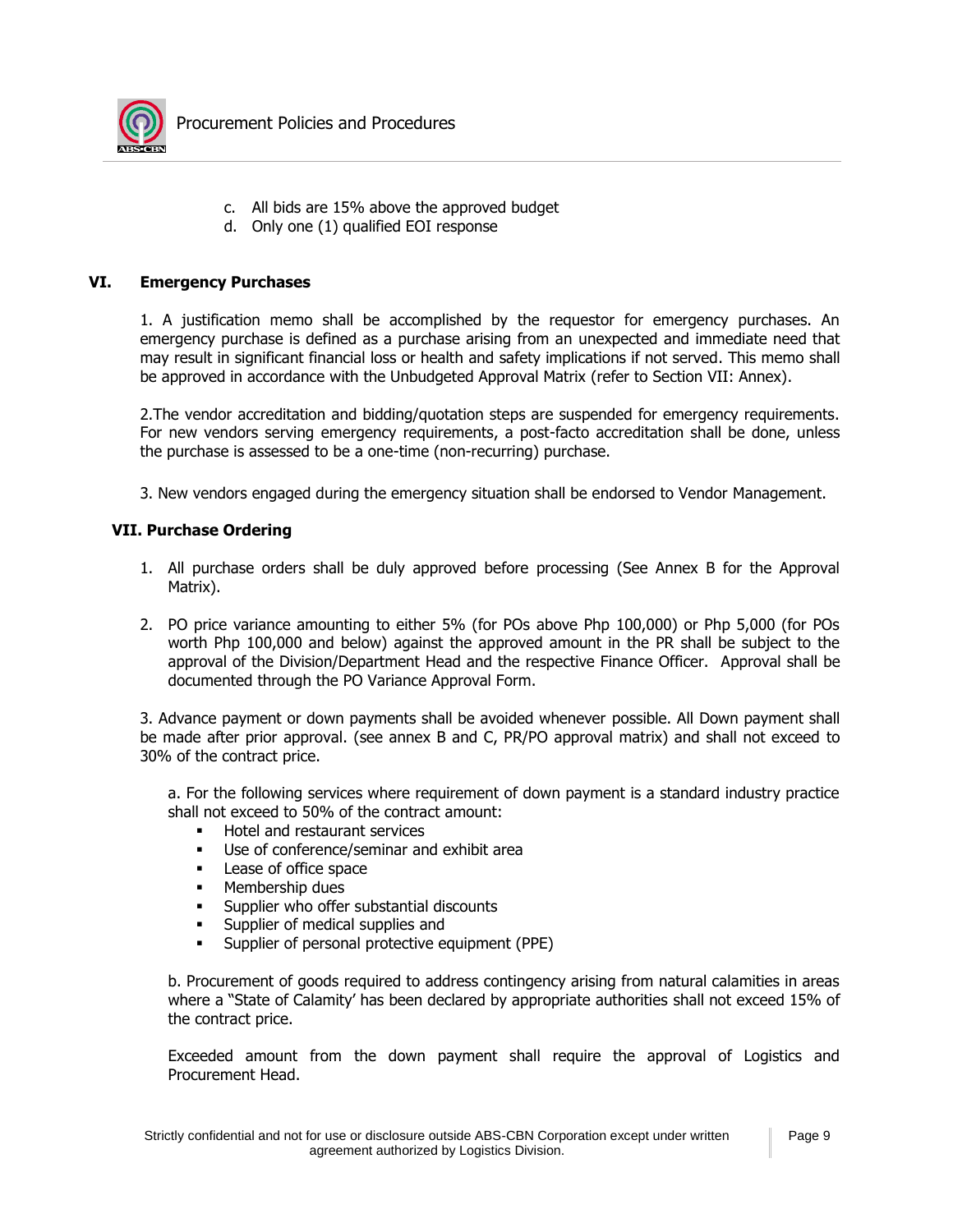c. All bids are 15% above the approved budget
d. Only one (1) qualified EOI response

## VI. Emergency Purchases

1. A justification memo shall be accomplished by the requestor for emergency purchases. An emergency purchase is defined as a purchase arising from an unexpected and immediate need that may result in significant financial loss or health and safety implications if not served. This memo shall be approved in accordance with the Unbudgeted Approval Matrix (refer to Section VII: Annex).

2.The vendor accreditation and bidding/quotation steps are suspended for emergency requirements. For new vendors serving emergency requirements, a post-facto accreditation shall be done, unless the purchase is assessed to be a one-time (non-recurring) purchase.

3. New vendors engaged during the emergency situation shall be endorsed to Vendor Management.

## VII. Purchase Ordering

1. All purchase orders shall be duly approved before processing (See Annex B for the Approval Matrix).

2. PO price variance amounting to either 5% (for POs above Php 100,000) or Php 5,000 (for POs worth Php 100,000 and below) against the approved amount in the PR shall be subject to the approval of the Division/Department Head and the respective Finance Officer. Approval shall be documented through the PO Variance Approval Form.

3. Advance payment or down payments shall be avoided whenever possible. All Down payment shall be made after prior approval. (see annex B and C, PR/PO approval matrix) and shall not exceed to 30% of the contract price.

   a. For the following services where requirement of down payment is a standard industry practice shall not exceed to 50% of the contract amount:
   - Hotel and restaurant services
   - Use of conference/seminar and exhibit area
   - Lease of office space
   - Membership dues
   - Supplier who offer substantial discounts
   - Supplier of medical supplies and
   - Supplier of personal protective equipment (PPE)

   b. Procurement of goods required to address contingency arising from natural calamities in areas where a "State of Calamity' has been declared by appropriate authorities shall not exceed 15% of the contract price.

   Exceeded amount from the down payment shall require the approval of Logistics and Procurement Head.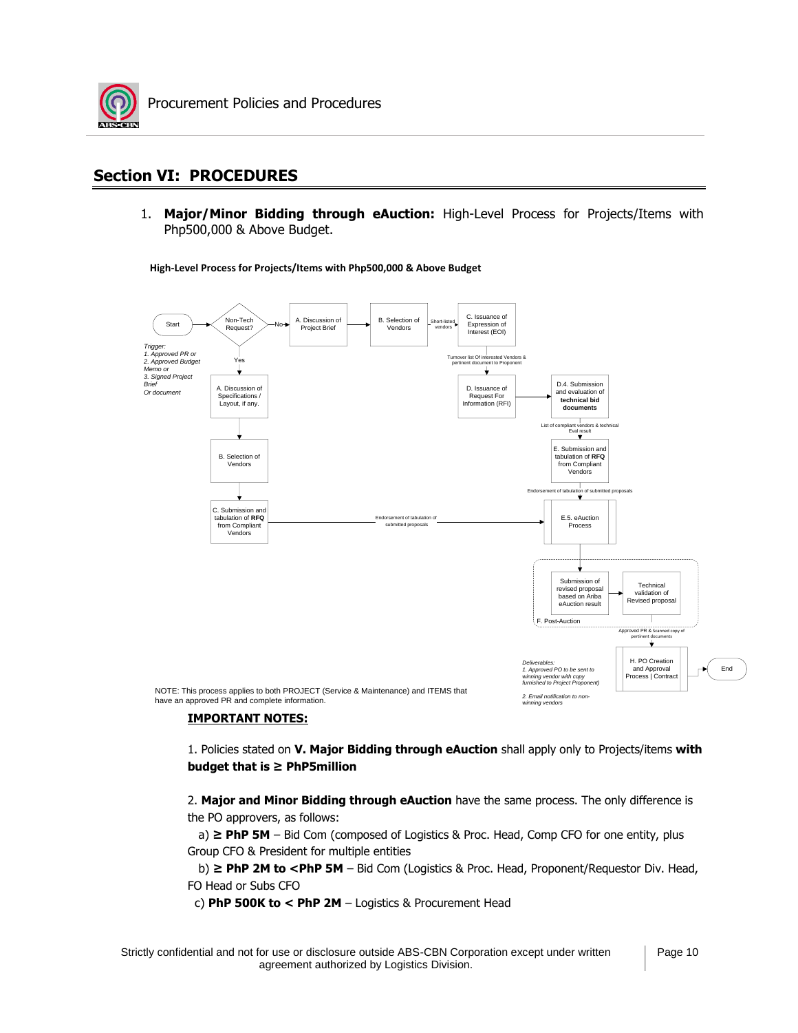## Section VI: PROCEDURES

1. **Major/Minor Bidding through eAuction:** High-Level Process for Projects/Items with Php500,000 & Above Budget.

**High-Level Process for Projects/Items with Php500,000 & Above Budget**

Start → Non-Tech Request?

*Trigger:*
*1. Approved PR or*
*2. Approved Budget Memo or*
*3. Signed Project Brief*
*Or document*

No → A. Discussion of Project Brief → B. Selection of Vendors → (Short-listed vendors) → C. Issuance of Expression of Interest (EOI) → (Turnover list Of interested Vendors & pertinent document to Proponent) → D. Issuance of Request For Information (RFI) → D.4. Submission and evaluation of **technical bid documents** → (List of compliant vendors & technical Eval result) → E. Submission and tabulation of **RFQ** from Compliant Vendors → (Endorsement of tabulation of submitted proposals) → E.5. eAuction Process

Yes → A. Discussion of Specifications / Layout, if any. → B. Selection of Vendors → C. Submission and tabulation of **RFQ** from Compliant Vendors → (Endorsement of tabulation of submitted proposals) → E.5. eAuction Process

E.5. eAuction Process → F. Post-Auction: Submission of revised proposal based on Ariba eAuction result → Technical validation of Revised proposal → (Approved PR & Scanned copy of pertinent documents) → H. PO Creation and Approval Process | Contract → End

*Deliverables:*
*1. Approved PO to be sent to winning vendor with copy furnished to Project Proponent)*
*2. Email notification to non-winning vendors*

NOTE: This process applies to both PROJECT (Service & Maintenance) and ITEMS that have an approved PR and complete information.

**IMPORTANT NOTES:**

1. Policies stated on **V. Major Bidding through eAuction** shall apply only to Projects/items **with budget that is ≥ PhP5million**

2. **Major and Minor Bidding through eAuction** have the same process. The only difference is the PO approvers, as follows:

a) **≥ PhP 5M** – Bid Com (composed of Logistics & Proc. Head, Comp CFO for one entity, plus Group CFO & President for multiple entities

b) **≥ PhP 2M to <PhP 5M** – Bid Com (Logistics & Proc. Head, Proponent/Requestor Div. Head, FO Head or Subs CFO

c) **PhP 500K to < PhP 2M** – Logistics & Procurement Head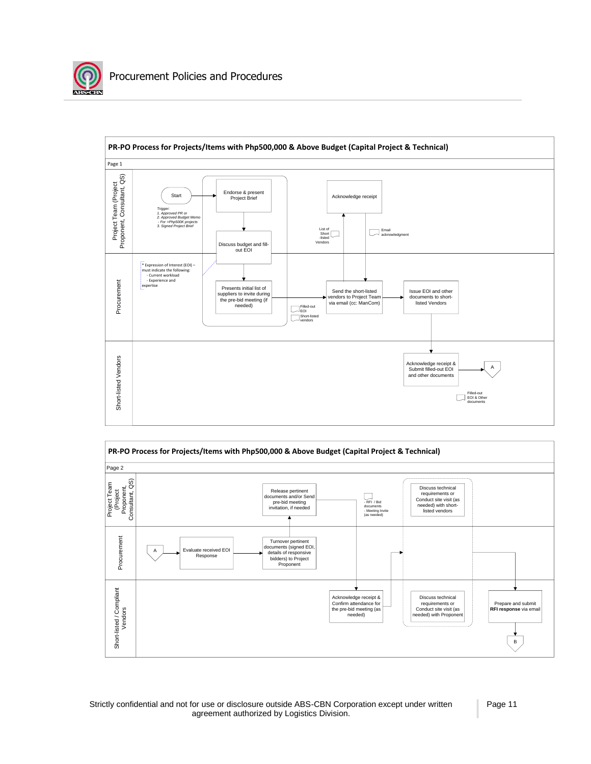## PR-PO Process for Projects/Items with Php500,000 & Above Budget (Capital Project & Technical)

Page 1

**Project Team (Project Proponent, Consultant, QS)**

- Start
- Trigger:
  1. Approved PR or
  2. Approved Budget Memo - For >Php500K projects
  3. Signed Project Brief
- Endorse & present Project Brief
- Discuss budget and fill-out EOI
- Acknowledge receipt
- List of Short-listed Vendors
- Email acknowledgment

**Procurement**

- * Expression of Interest (EOI) – must indicate the following:
  - Current workload
  - Experience and expertise
- Presents initial list of suppliers to invite during the pre-bid meeting (if needed)
- Filled-out EOI
- Short-listed vendors
- Send the short-listed vendors to Project Team via email (cc: ManCom)
- Issue EOI and other documents to short-listed Vendors

**Short-listed Vendors**

- Acknowledge receipt & Submit filled-out EOI and other documents
- Filled-out EOI & Other documents
- A

## PR-PO Process for Projects/Items with Php500,000 & Above Budget (Capital Project & Technical)

Page 2

**Project Team (Project Proponent, Consultant, QS)**

- Release pertinent documents and/or Send pre-bid meeting invitation, if needed
- - RFI / Bid documents - Meeting Invite (as needed)
- Discuss technical requirements or Conduct site visit (as needed) with short-listed vendors

**Procurement**

- A
- Evaluate received EOI Response
- Turnover pertinent documents (signed EOI, details of responsive bidders) to Project Proponent

**Short-listed / Compliant Vendors**

- Acknowledge receipt & Confirm attendance for the pre-bid meeting (as needed)
- Discuss technical requirements or Conduct site visit (as needed) with Proponent
- Prepare and submit **RFI response** via email
- B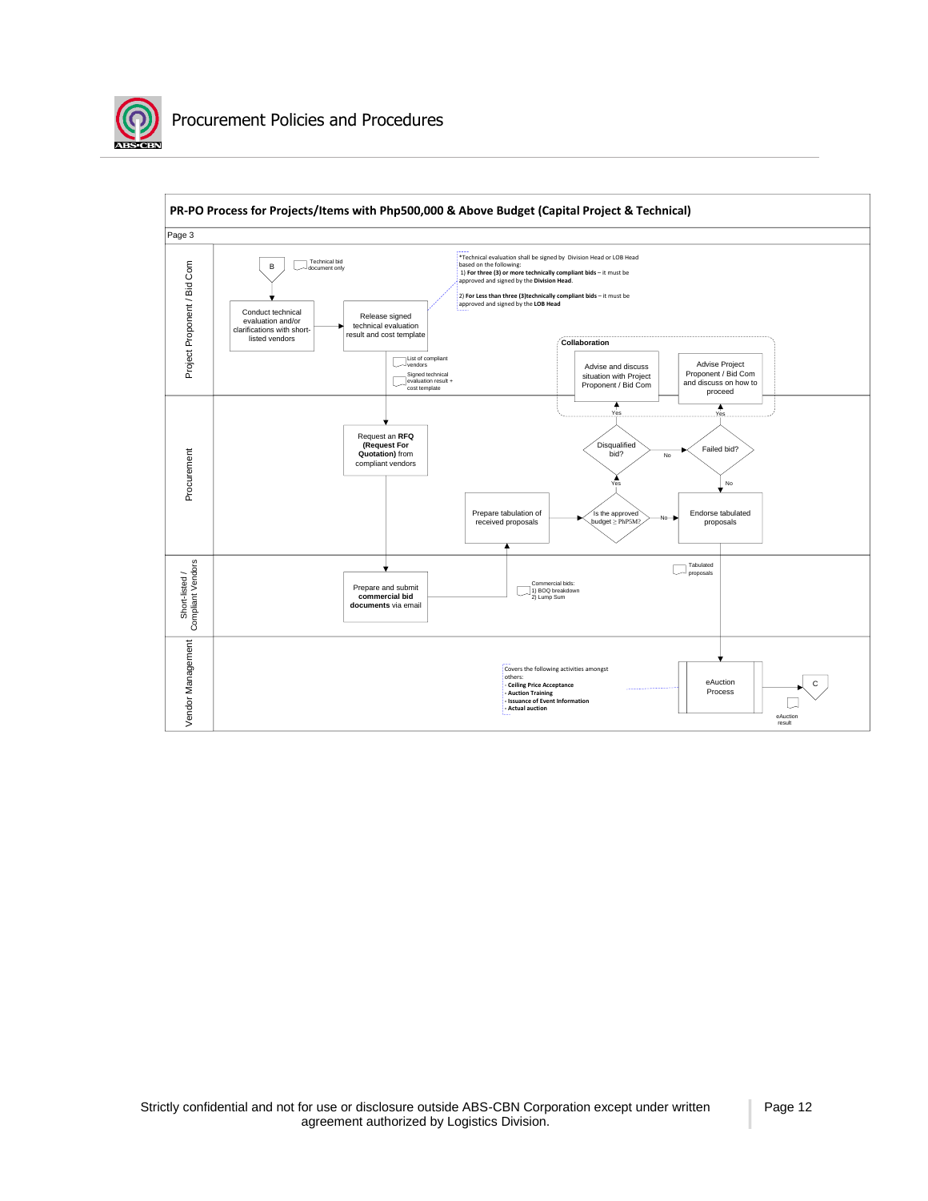## PR-PO Process for Projects/Items with Php500,000 & Above Budget (Capital Project & Technical)

Page 3

**Project Proponent / Bid Com**

B

Technical bid document only

Conduct technical evaluation and/or clarifications with short-listed vendors

Release signed technical evaluation result and cost template

*Technical evaluation shall be signed by Division Head or LOB Head based on the following:
1) **For three (3) or more technically compliant bids** – it must be approved and signed by the **Division Head**.
2) **For Less than three (3)technically compliant bids** – it must be approved and signed by the **LOB Head**

List of compliant vendors

Signed technical evaluation result + cost template

**Collaboration**

Advise and discuss situation with Project Proponent / Bid Com

Advise Project Proponent / Bid Com and discuss on how to proceed

**Procurement**

Request an **RFQ (Request For Quotation)** from compliant vendors

Disqualified bid? — Yes / No

Failed bid? — Yes / No

Prepare tabulation of received proposals

Is the approved budget ≥ Php5M? — Yes / No

Endorse tabulated proposals

**Short-listed / Compliant Vendors**

Prepare and submit **commercial bid documents** via email

Commercial bids:
1) BOQ breakdown
2) Lump Sum

Tabulated proposals

**Vendor Management**

Covers the following activities amongst others:
- **Ceiling Price Acceptance**
- **Auction Training**
- **Issuance of Event Information**
- **Actual auction**

eAuction Process

eAuction result

C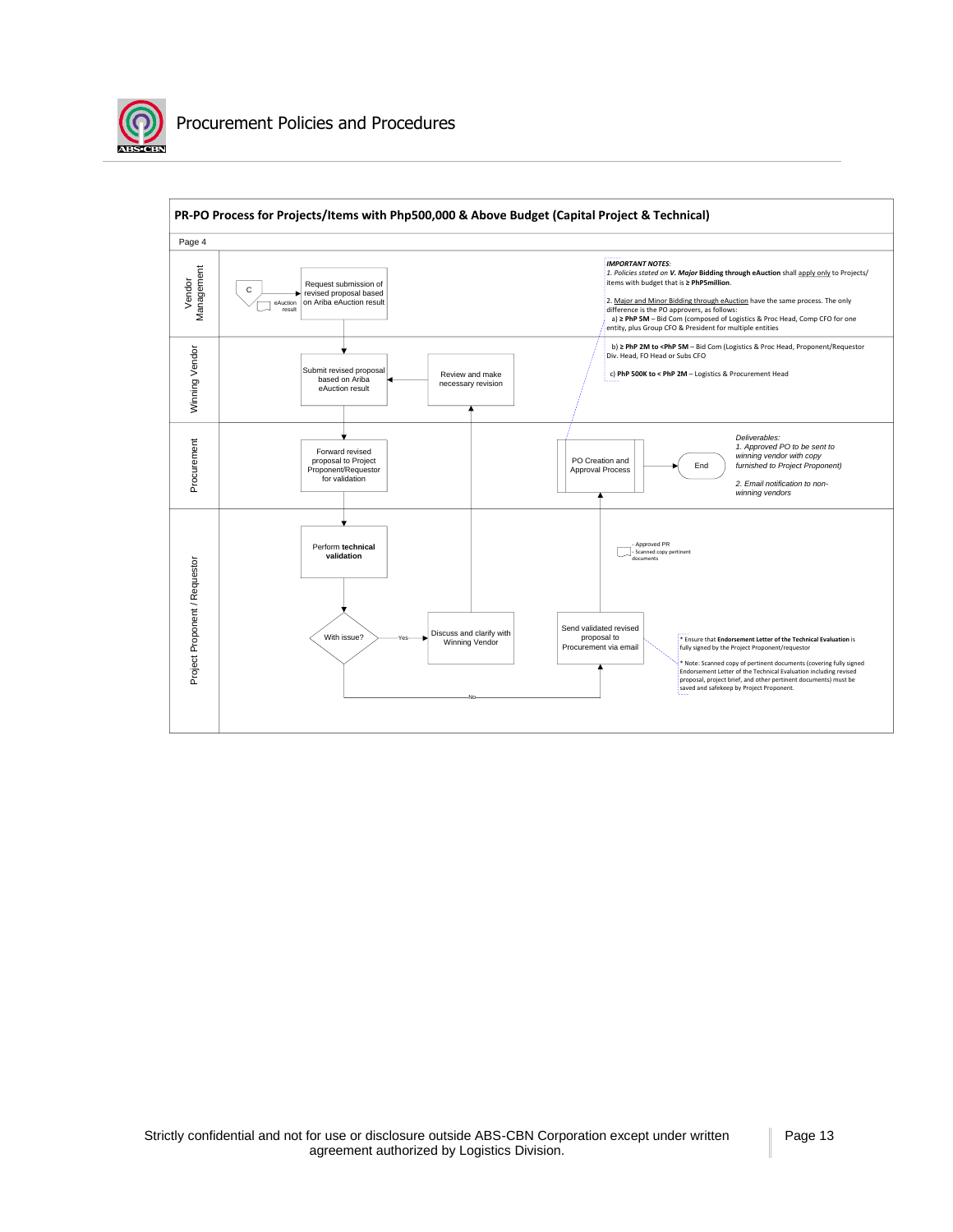## PR-PO Process for Projects/Items with Php500,000 & Above Budget (Capital Project & Technical)

Page 4

**Vendor Management**

- C → (eAuction result) → Request submission of revised proposal based on Ariba eAuction result

*IMPORTANT NOTES:*
*1. Policies stated on **V. Major** Bidding through eAuction* shall apply only to Projects/ items with budget that is **≥ PhP5million**.

2. Major and Minor Bidding through eAuction have the same process. The only difference is the PO approvers, as follows:
   a) **≥ PhP 5M** – Bid Com (composed of Logistics & Proc Head, Comp CFO for one entity, plus Group CFO & President for multiple entities
   b) **≥ PhP 2M to <PhP 5M** – Bid Com (Logistics & Proc Head, Proponent/Requestor Div. Head, FO Head or Subs CFO
   c) **PhP 500K to < PhP 2M** – Logistics & Procurement Head

**Winning Vendor**

- Submit revised proposal based on Ariba eAuction result
- Review and make necessary revision → Submit revised proposal based on Ariba eAuction result

**Procurement**

- Forward revised proposal to Project Proponent/Requestor for validation
- PO Creation and Approval Process → End

*Deliverables:*
*1. Approved PO to be sent to winning vendor with copy furnished to Project Proponent)*
*2. Email notification to non-winning vendors*

**Project Proponent / Requestor**

- Perform **technical validation**
- With issue?
  - Yes → Discuss and clarify with Winning Vendor → Review and make necessary revision
  - No → Send validated revised proposal to Procurement via email → PO Creation and Approval Process

- Approved PR
- Scanned copy pertinent documents

\* Ensure that **Endorsement Letter of the Technical Evaluation** is fully signed by the Project Proponent/requestor

\* Note: Scanned copy of pertinent documents (covering fully signed Endorsement Letter of the Technical Evaluation including revised proposal, project brief, and other pertinent documents) must be saved and safekeep by Project Proponent.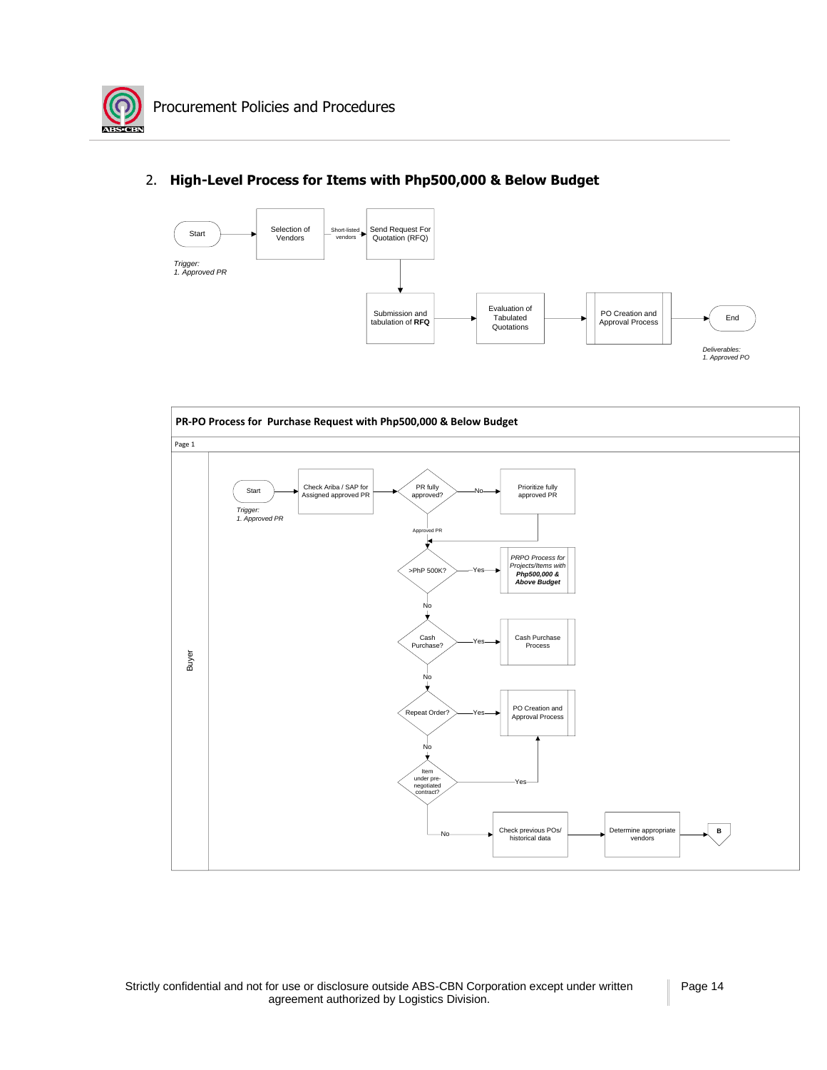## 2. High-Level Process for Items with Php500,000 & Below Budget

Start → Selection of Vendors → (Short-listed vendors) → Send Request For Quotation (RFQ) → Submission and tabulation of **RFQ** → Evaluation of Tabulated Quotations → PO Creation and Approval Process → End

*Trigger:*
*1. Approved PR*

*Deliverables:*
*1. Approved PO*

**PR-PO Process for Purchase Request with Php500,000 & Below Budget**

Page 1

Buyer

- Start → Check Ariba / SAP for Assigned approved PR → PR fully approved?
  - *Trigger:* *1. Approved PR*
  - No → Prioritize fully approved PR → Approved PR
  - Approved PR → >PhP 500K?
- >PhP 500K?
  - Yes → *PRPO Process for Projects/Items with **Php500,000 & Above Budget***
  - No → Cash Purchase?
- Cash Purchase?
  - Yes → Cash Purchase Process
  - No → Repeat Order?
- Repeat Order?
  - Yes → PO Creation and Approval Process
  - No → Item under pre-negotiated contract?
- Item under pre-negotiated contract?
  - Yes → PO Creation and Approval Process
  - No → Check previous POs/ historical data → Determine appropriate vendors → B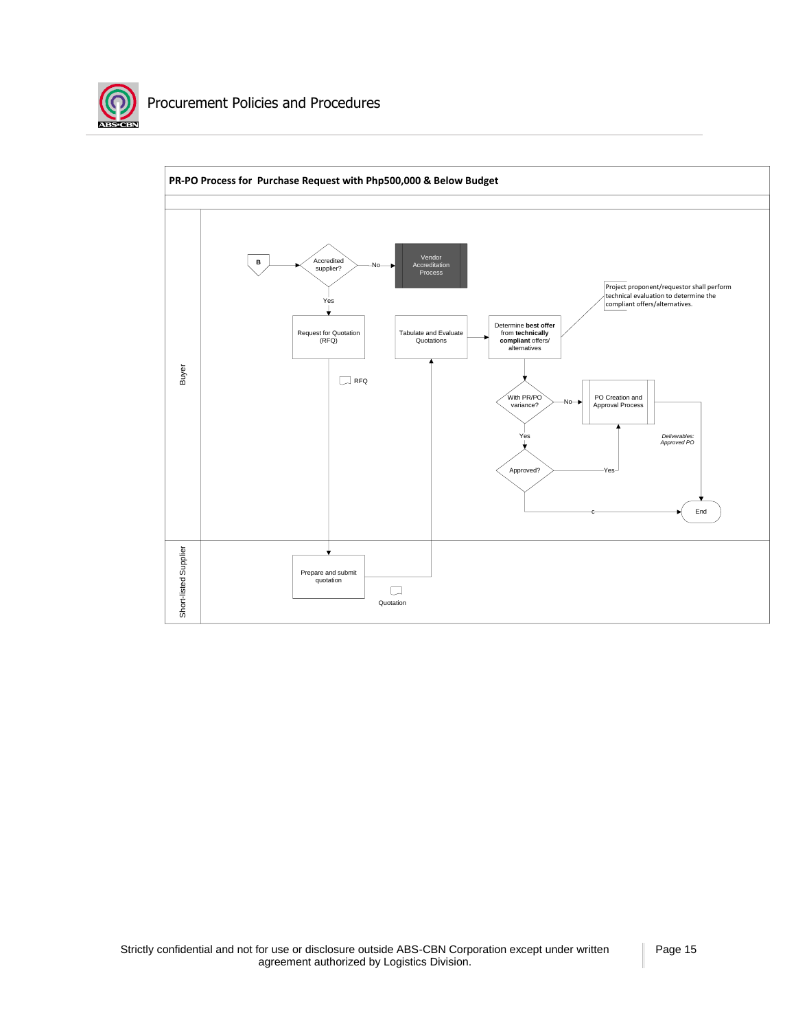**PR-PO Process for Purchase Request with Php500,000 & Below Budget**

**Buyer**

- B → Accredited supplier?
  - No → Vendor Accreditation Process
  - Yes → Request for Quotation (RFQ) → RFQ → (Short-listed Supplier) Prepare and submit quotation
- Quotation → Tabulate and Evaluate Quotations → Determine **best offer** from **technically compliant** offers/ alternatives
  - Project proponent/requestor shall perform technical evaluation to determine the compliant offers/alternatives.
- With PR/PO variance?
  - No → PO Creation and Approval Process → End (*Deliverables: Approved PO*)
  - Yes → Approved?
    - Yes → PO Creation and Approval Process
    - c → End

**Short-listed Supplier**

- Prepare and submit quotation → Quotation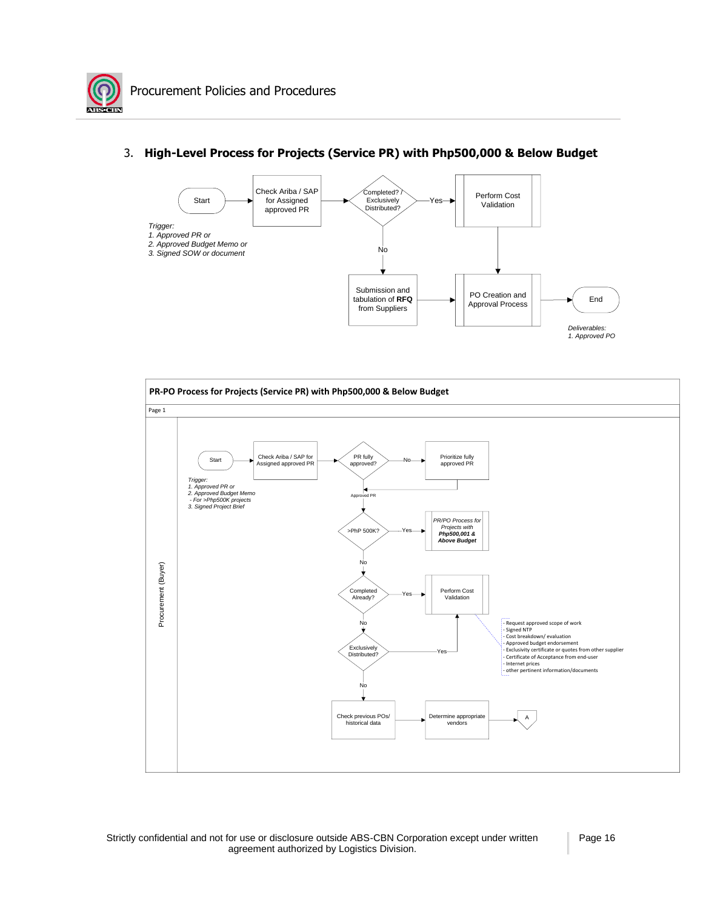## 3. High-Level Process for Projects (Service PR) with Php500,000 & Below Budget

Start → Check Ariba / SAP for Assigned approved PR → Completed? / Exclusively Distributed?

- Yes → Perform Cost Validation → PO Creation and Approval Process
- No → Submission and tabulation of **RFQ** from Suppliers → PO Creation and Approval Process

PO Creation and Approval Process → End

*Trigger:*
*1. Approved PR or*
*2. Approved Budget Memo or*
*3. Signed SOW or document*

*Deliverables:*
*1. Approved PO*

**PR-PO Process for Projects (Service PR) with Php500,000 & Below Budget**

Page 1

Procurement (Buyer)

Start → Check Ariba / SAP for Assigned approved PR → PR fully approved?

- No → Prioritize fully approved PR → (Approved PR)
- Approved PR → >PhP 500K?

>PhP 500K?

- Yes → *PR/PO Process for Projects with **Php500,001 & Above Budget***
- No → Completed Already?

Completed Already?

- Yes → Perform Cost Validation
- No → Exclusively Distributed?

Exclusively Distributed?

- Yes → Perform Cost Validation
- No → Check previous POs/ historical data → Determine appropriate vendors → A

*Trigger:*
*1. Approved PR or*
*2. Approved Budget Memo*
*- For >Php500K projects*
*3. Signed Project Brief*

Perform Cost Validation:
- Request approved scope of work
- Signed NTP
- Cost breakdown/ evaluation
- Approved budget endorsement
- Exclusivity certificate or quotes from other supplier
- Certificate of Acceptance from end-user
- Internet prices
- other pertinent information/documents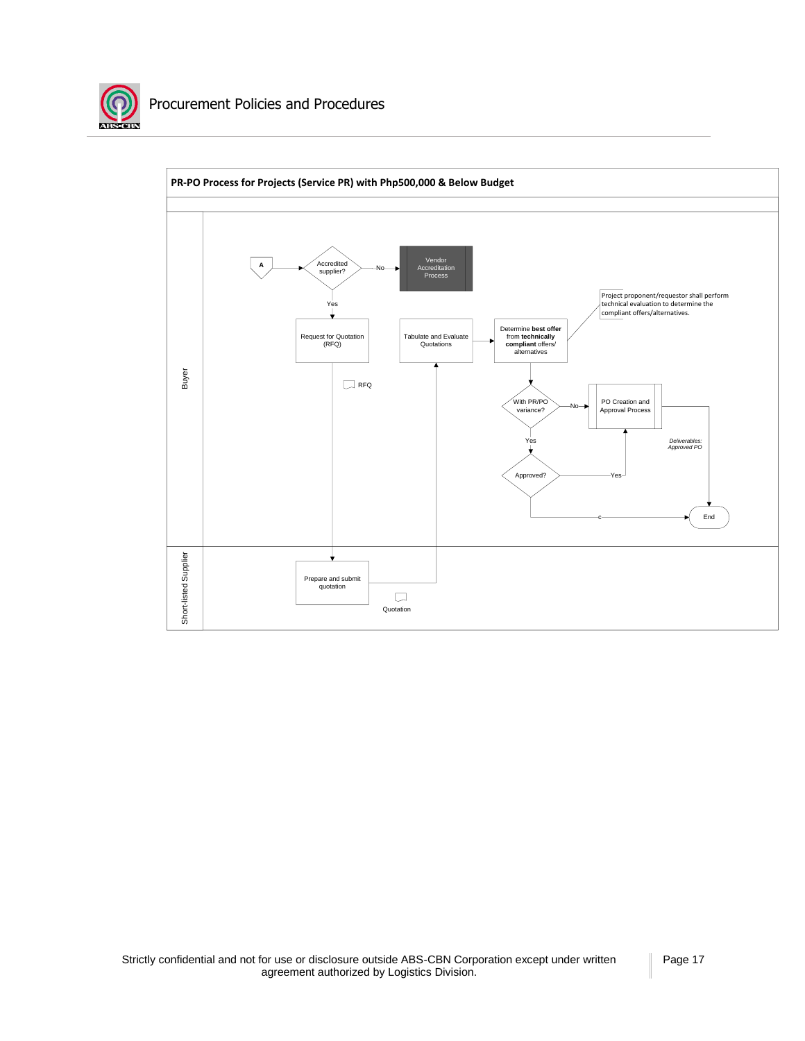## PR-PO Process for Projects (Service PR) with Php500,000 & Below Budget

**Buyer**

- A → Accredited supplier?
  - No → Vendor Accreditation Process
  - Yes → Request for Quotation (RFQ)
- Request for Quotation (RFQ) → RFQ → Prepare and submit quotation (Short-listed Supplier)
- Prepare and submit quotation → Quotation → Tabulate and Evaluate Quotations
- Tabulate and Evaluate Quotations → Determine **best offer** from **technically compliant** offers/ alternatives
  - Note: Project proponent/requestor shall perform technical evaluation to determine the compliant offers/alternatives.
- Determine best offer → With PR/PO variance?
  - No → PO Creation and Approval Process
  - Yes → Approved?
    - Yes → PO Creation and Approval Process
    - c → End
- PO Creation and Approval Process → *Deliverables: Approved PO* → End

**Short-listed Supplier**

- Prepare and submit quotation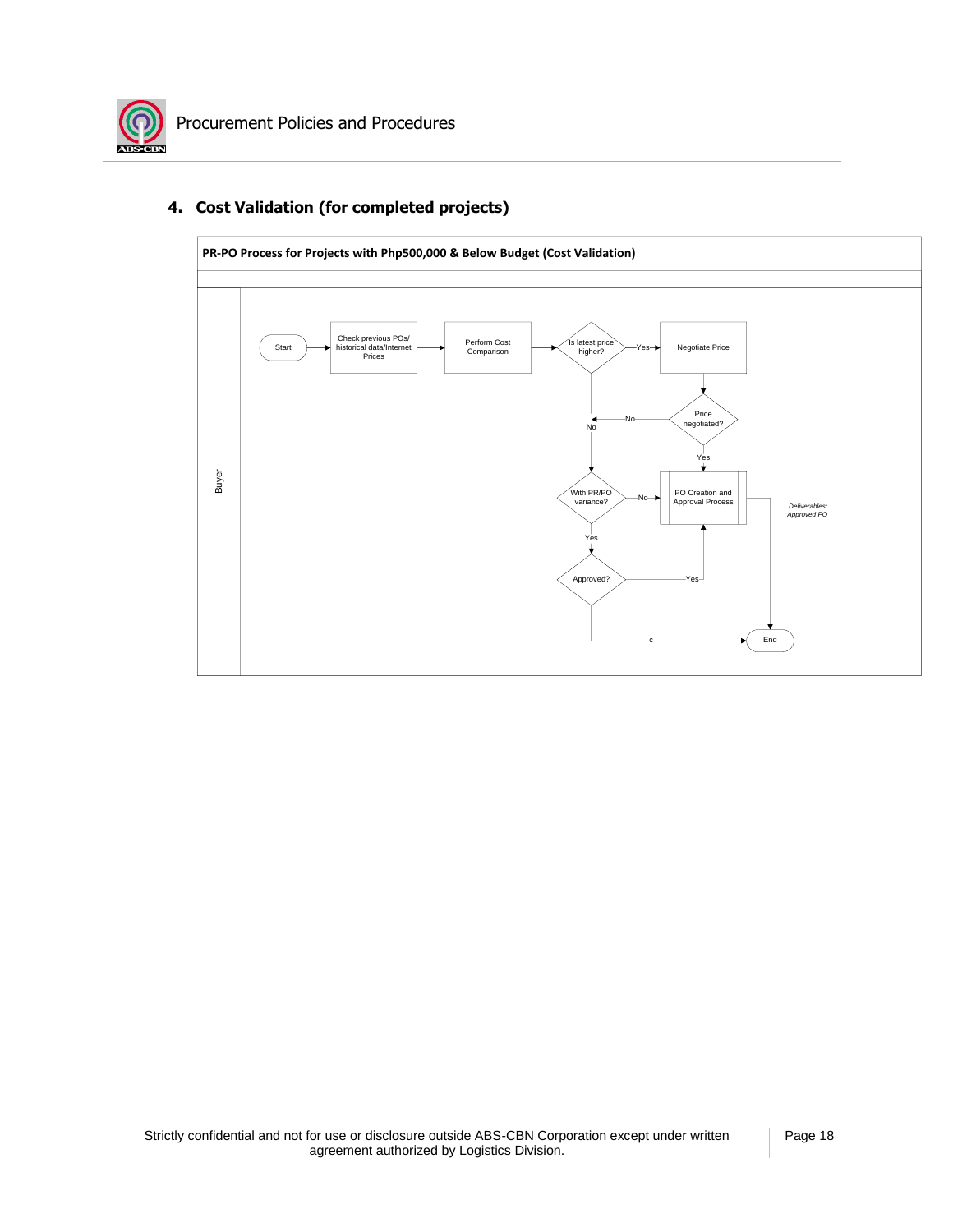## 4. Cost Validation (for completed projects)

**PR-PO Process for Projects with Php500,000 & Below Budget (Cost Validation)**

Buyer

Start → Check previous POs/ historical data/Internet Prices → Perform Cost Comparison → Is latest price higher?

- Is latest price higher? — Yes → Negotiate Price → Price negotiated?
  - Price negotiated? — Yes → PO Creation and Approval Process
  - Price negotiated? — No → With PR/PO variance?
- Is latest price higher? — No → With PR/PO variance?
  - With PR/PO variance? — No → PO Creation and Approval Process
  - With PR/PO variance? — Yes → Approved?
    - Approved? — Yes → PO Creation and Approval Process
    - Approved? — c → End
- PO Creation and Approval Process → End

*Deliverables: Approved PO*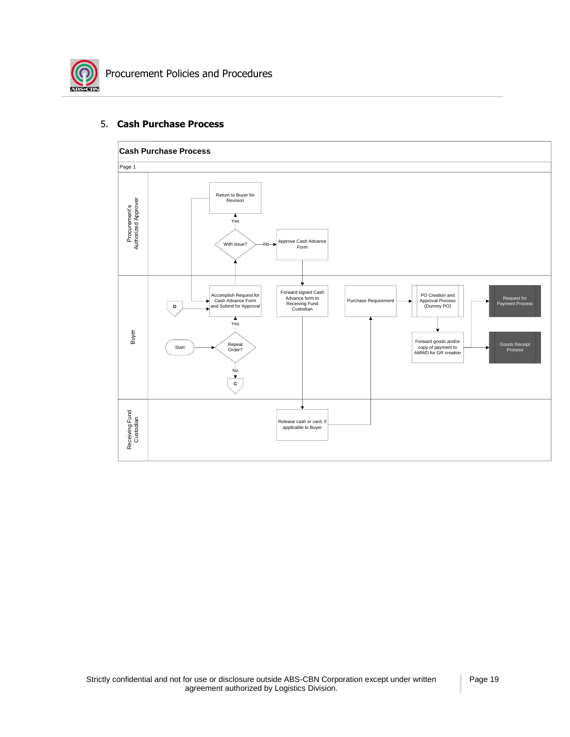## 5. **Cash Purchase Process**

**Cash Purchase Process**

Page 1

**Procurement's Authorized Approver**

- Return to Buyer for Revision
- With issue? (Yes → Return to Buyer for Revision; No → Approve Cash Advance Form)
- Approve Cash Advance Form

**Buyer**

- Start
- Repeat Order? (Yes → Accomplish Request for Cash Advance Form and Submit for Approval; No → C)
- D
- Accomplish Request for Cash Advance Form and Submit for Approval
- Forward signed Cash Advance form to Receiving Fund Custodian
- Purchase Requirement
- PO Creation and Approval Process (Dummy PO)
- Forward goods and/or copy of payment to AMWD for GR creation
- Request for Payment Process
- Goods Receipt Process

**Receiving Fund Custodian**

- Release cash or card, if applicable to Buyer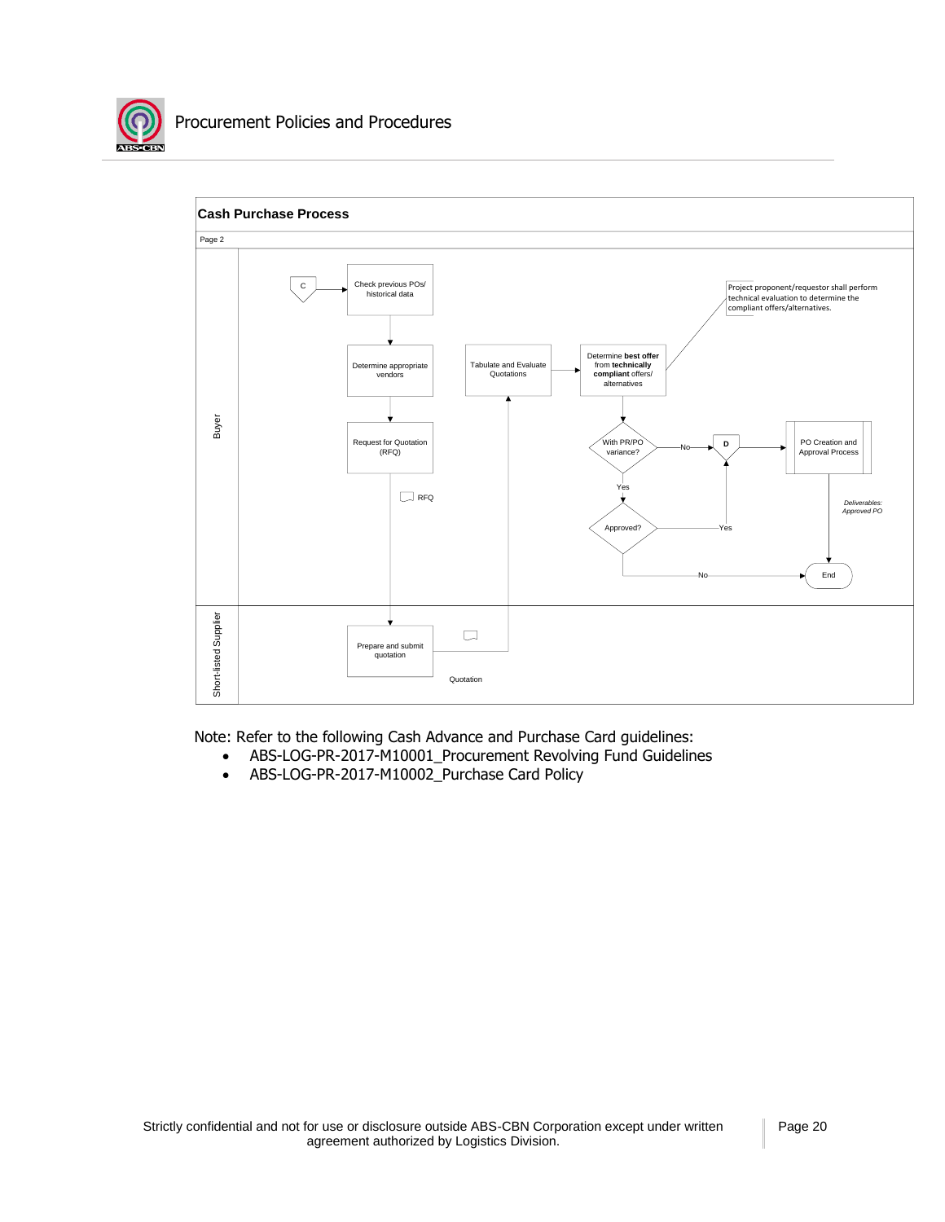**Cash Purchase Process**

Page 2

**Buyer**

- C → Check previous POs/ historical data
- Determine appropriate vendors
- Request for Quotation (RFQ)
- RFQ
- Tabulate and Evaluate Quotations
- Determine **best offer** from **technically compliant** offers/ alternatives
- Project proponent/requestor shall perform technical evaluation to determine the compliant offers/alternatives.
- With PR/PO variance? — No → D → PO Creation and Approval Process
- Yes → Approved? — Yes → D; No → End
- *Deliverables: Approved PO*
- End

**Short-listed Supplier**

- Prepare and submit quotation
- Quotation

Note: Refer to the following Cash Advance and Purchase Card guidelines:

- ABS-LOG-PR-2017-M10001_Procurement Revolving Fund Guidelines
- ABS-LOG-PR-2017-M10002_Purchase Card Policy

Strictly confidential and not for use or disclosure outside ABS-CBN Corporation except under written agreement authorized by Logistics Division.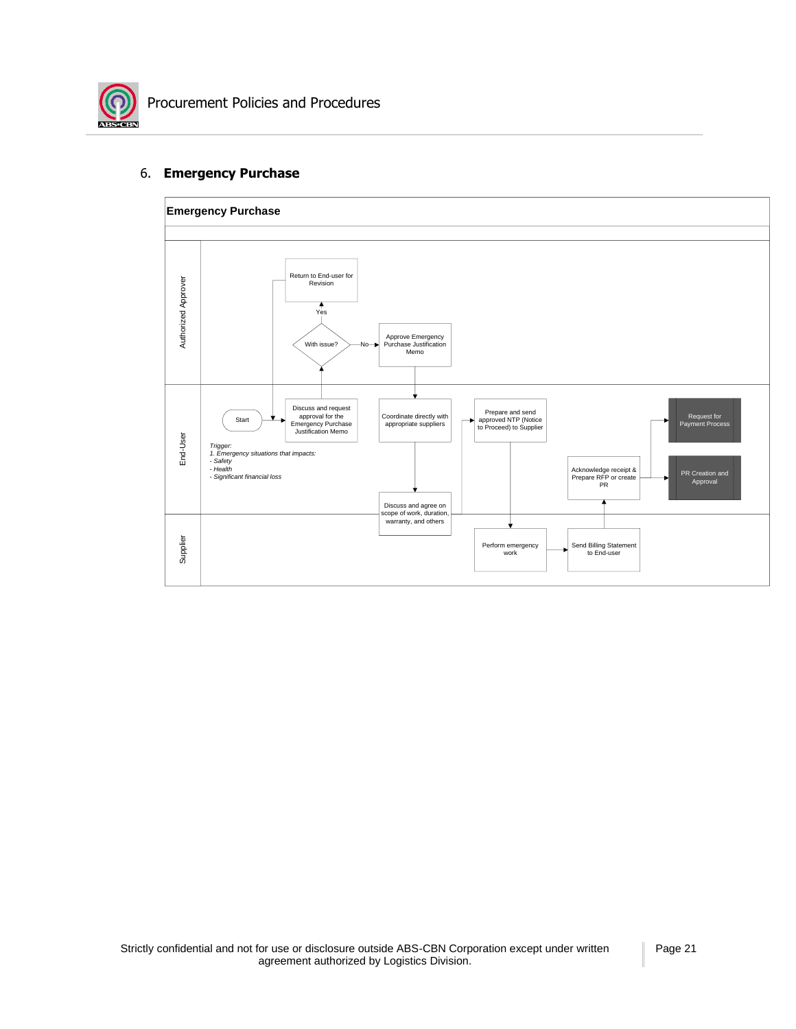## 6. **Emergency Purchase**

**Emergency Purchase**

**Authorized Approver**

Return to End-user for Revision

Yes

With issue?

No

Approve Emergency Purchase Justification Memo

**End-User**

Start

Discuss and request approval for the Emergency Purchase Justification Memo

Coordinate directly with appropriate suppliers

Prepare and send approved NTP (Notice to Proceed) to Supplier

Request for Payment Process

PR Creation and Approval

Acknowledge receipt & Prepare RFP or create PR

Discuss and agree on scope of work, duration, warranty, and others

*Trigger:*
*1. Emergency situations that impacts:*
*- Safety*
*- Health*
*- Significant financial loss*

**Supplier**

Perform emergency work

Send Billing Statement to End-user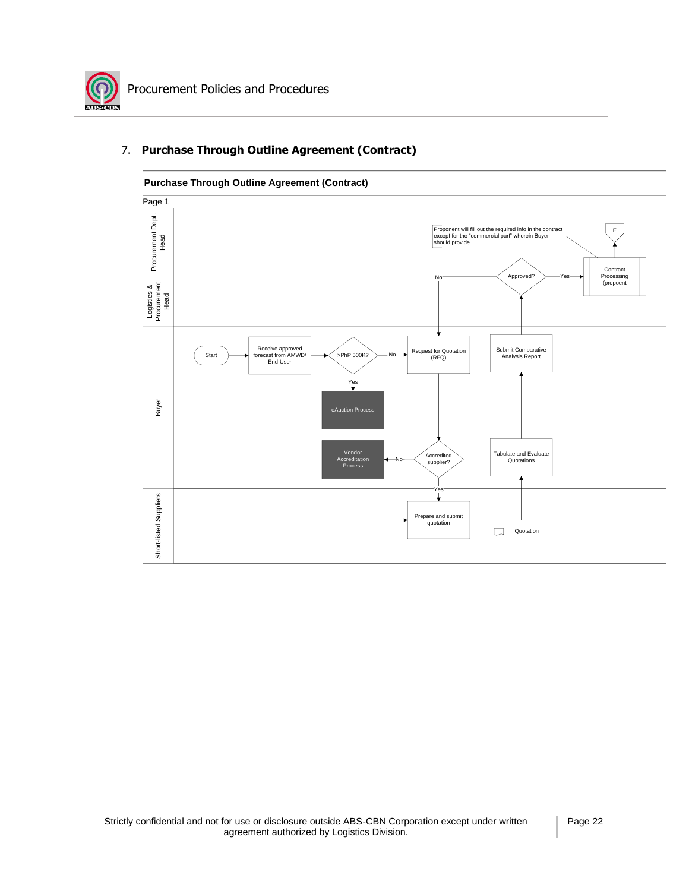## 7. Purchase Through Outline Agreement (Contract)

**Purchase Through Outline Agreement (Contract)**

Page 1

Procurement Dept. Head

Proponent will fill out the required info in the contract except for the "commercial part" wherein Buyer should provide.

E

Contract Processing (propoent

Approved?

Yes

No

Logistics & Procurement Head

Buyer

Start

Receive approved forecast from AMWD/ End-User

>PhP 500K?

No

Yes

Request for Quotation (RFQ)

Submit Comparative Analysis Report

eAuction Process

Vendor Accreditation Process

No

Accredited supplier?

Tabulate and Evaluate Quotations

Yes

Short-listed Suppliers

Prepare and submit quotation

Quotation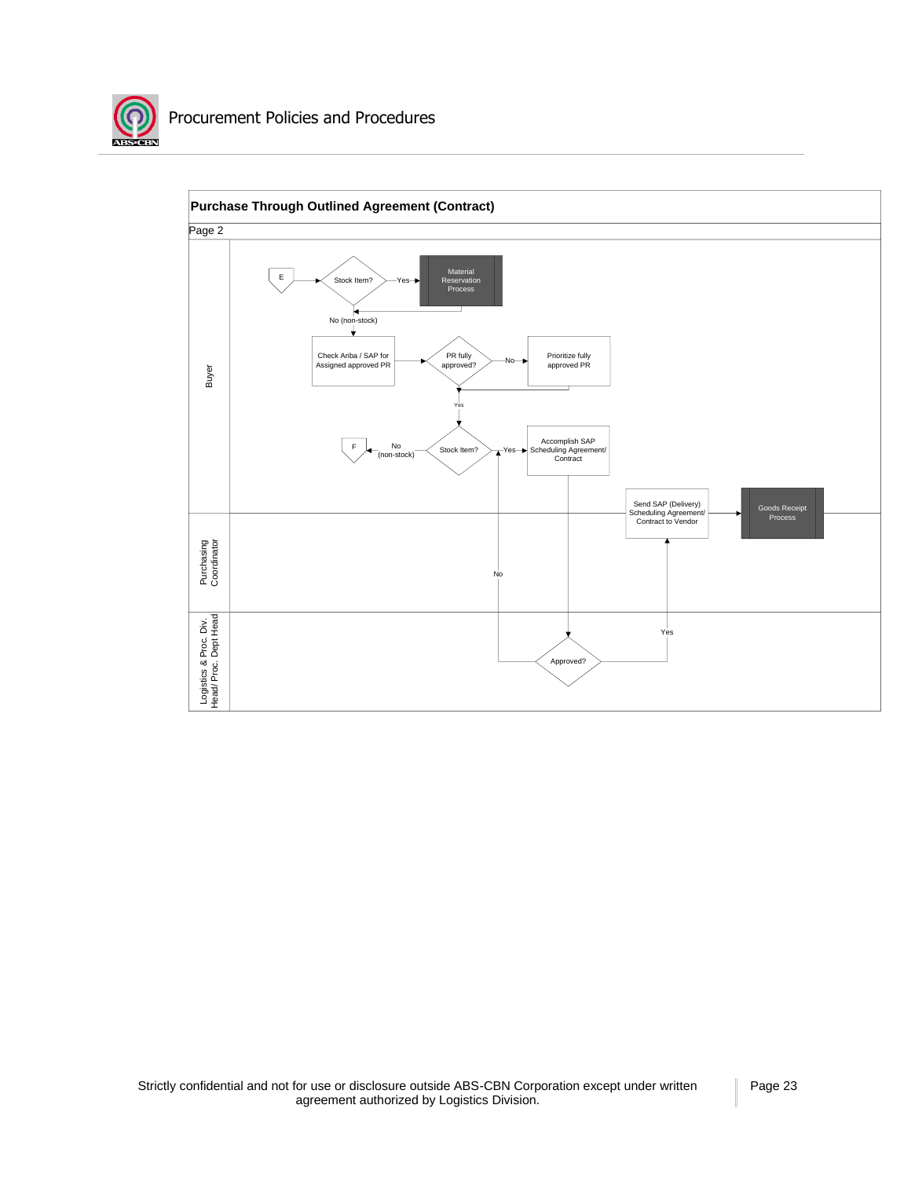## Purchase Through Outlined Agreement (Contract)

Page 2

Buyer

E

Stock Item?

Yes

Material Reservation Process

No (non-stock)

Check Ariba / SAP for Assigned approved PR

PR fully approved?

No

Prioritize fully approved PR

Yes

F

No (non-stock)

Stock Item?

Yes

Accomplish SAP Scheduling Agreement/ Contract

Send SAP (Delivery) Scheduling Agreement/ Contract to Vendor

Goods Receipt Process

Purchasing Coordinator

No

Logistics & Proc. Div. Head/ Proc. Dept Head

Yes

Approved?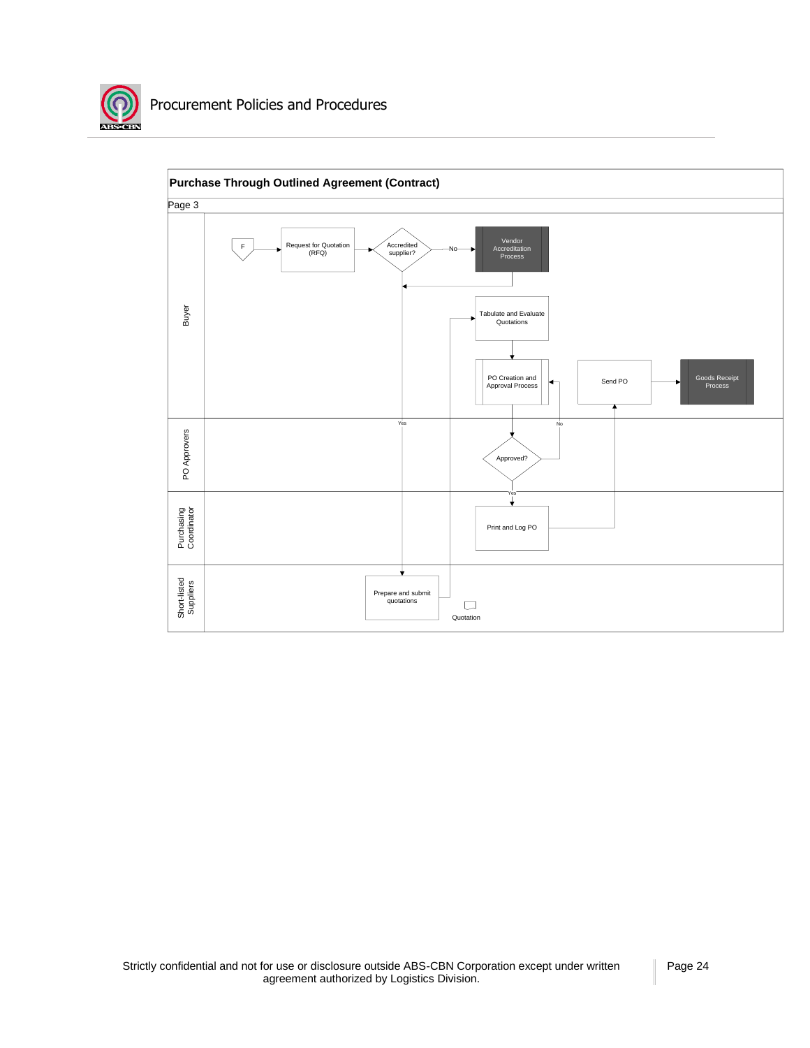**Purchase Through Outlined Agreement (Contract)**

Page 3

**Buyer**

- F → Request for Quotation (RFQ) → Accredited supplier?
  - No → Vendor Accreditation Process → (returns to Accredited supplier? flow)
  - Yes → Prepare and submit quotations (Short-listed Suppliers)
- Tabulate and Evaluate Quotations → PO Creation and Approval Process
- Send PO → Goods Receipt Process

**PO Approvers**

- Approved?
  - No → PO Creation and Approval Process
  - Yes → Print and Log PO

**Purchasing Coordinator**

- Print and Log PO → Send PO

**Short-listed Suppliers**

- Prepare and submit quotations → Tabulate and Evaluate Quotations
- Quotation

Strictly confidential and not for use or disclosure outside ABS-CBN Corporation except under written agreement authorized by Logistics Division.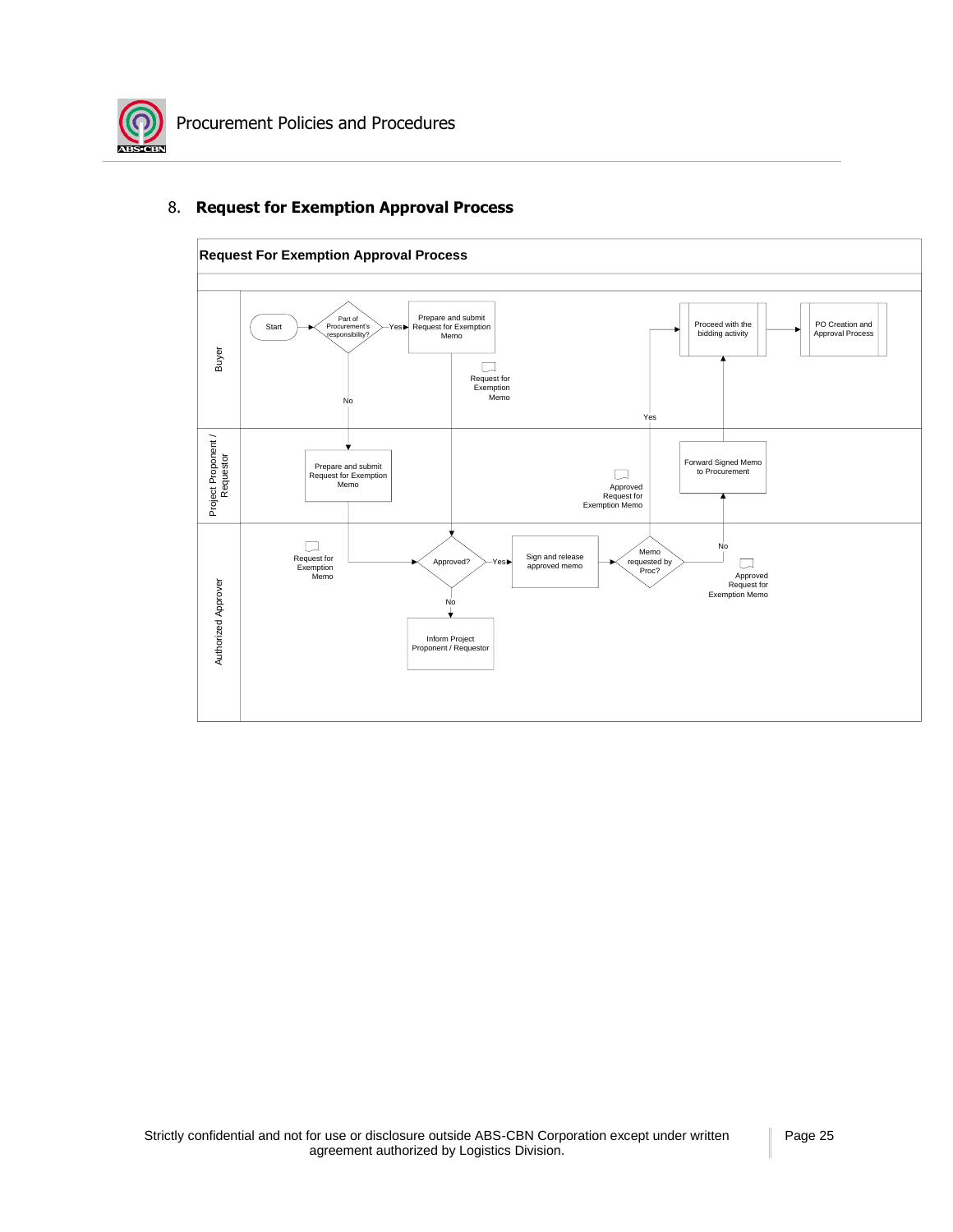## 8. **Request for Exemption Approval Process**

**Request For Exemption Approval Process**

Buyer

Project Proponent / Requestor

Authorized Approver

Start

Part of Procurement's responsibility?

Yes

No

Prepare and submit Request for Exemption Memo

Request for Exemption Memo

Prepare and submit Request for Exemption Memo

Request for Exemption Memo

Approved?

Yes

No

Inform Project Proponent / Requestor

Sign and release approved memo

Memo requested by Proc?

Yes

No

Approved Request for Exemption Memo

Approved Request for Exemption Memo

Forward Signed Memo to Procurement

Proceed with the bidding activity

PO Creation and Approval Process